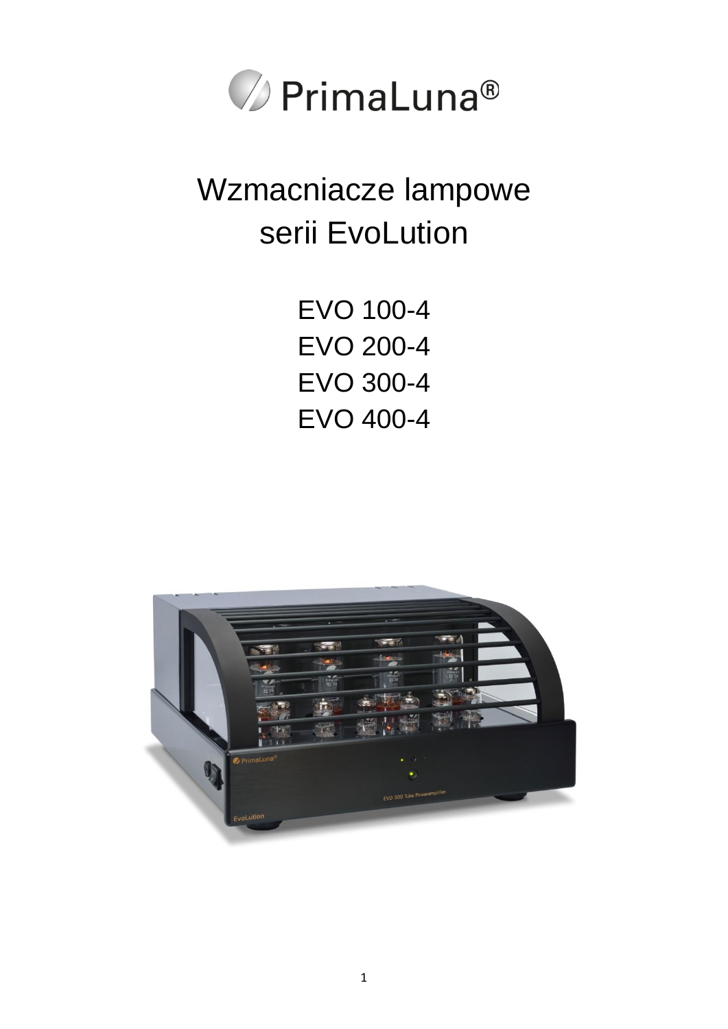PrimaLuna®

# Wzmacniacze lampowe serii EvoLution

EVO 100-4
EVO 200-4
EVO 300-4
EVO 400-4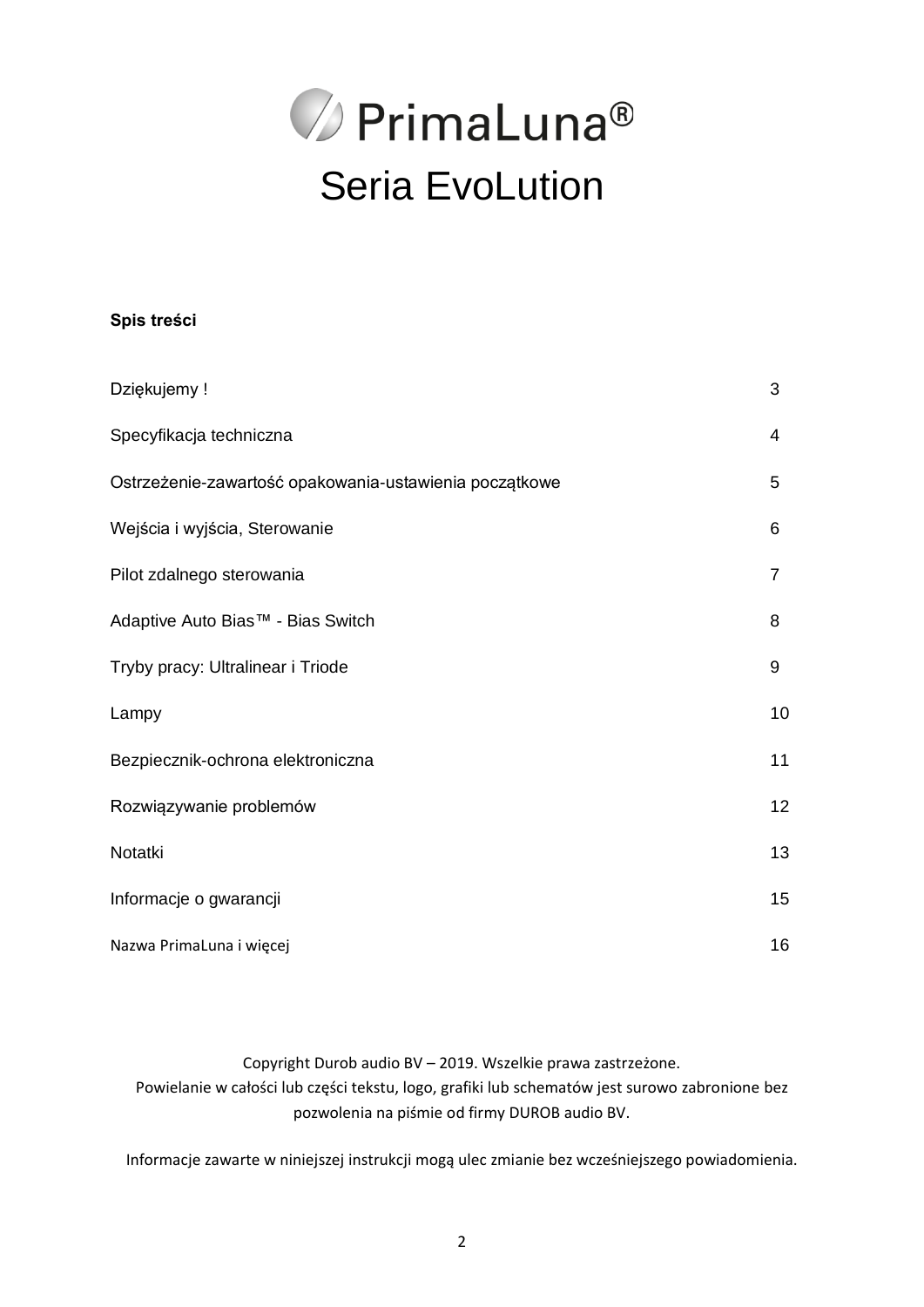# PrimaLuna®

## Seria EvoLution

**Spis treści**

| | |
|---|---|
| Dziękujemy ! | 3 |
| Specyfikacja techniczna | 4 |
| Ostrzeżenie-zawartość opakowania-ustawienia początkowe | 5 |
| Wejścia i wyjścia, Sterowanie | 6 |
| Pilot zdalnego sterowania | 7 |
| Adaptive Auto Bias™ - Bias Switch | 8 |
| Tryby pracy: Ultralinear i Triode | 9 |
| Lampy | 10 |
| Bezpiecznik-ochrona elektroniczna | 11 |
| Rozwiązywanie problemów | 12 |
| Notatki | 13 |
| Informacje o gwarancji | 15 |
| Nazwa PrimaLuna i więcej | 16 |

Copyright Durob audio BV – 2019. Wszelkie prawa zastrzeżone.
Powielanie w całości lub części tekstu, logo, grafiki lub schematów jest surowo zabronione bez pozwolenia na piśmie od firmy DUROB audio BV.

Informacje zawarte w niniejszej instrukcji mogą ulec zmianie bez wcześniejszego powiadomienia.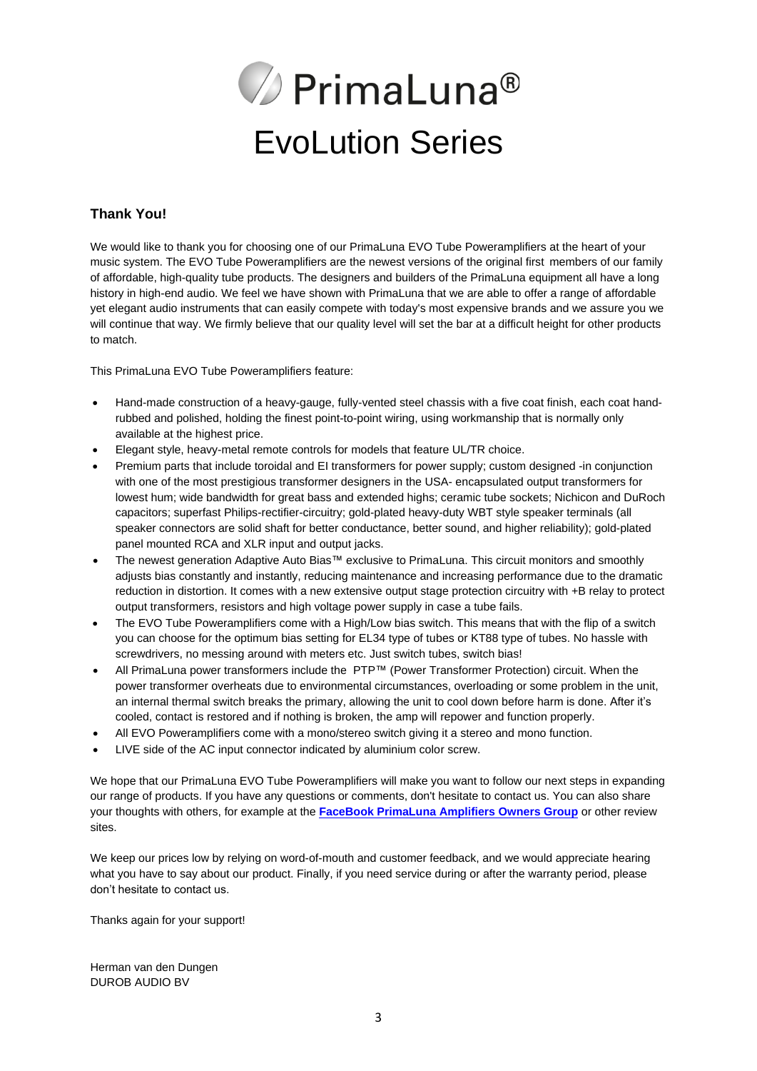# PrimaLuna®

# EvoLution Series

## Thank You!

We would like to thank you for choosing one of our PrimaLuna EVO Tube Poweramplifiers at the heart of your music system. The EVO Tube Poweramplifiers are the newest versions of the original first members of our family of affordable, high-quality tube products. The designers and builders of the PrimaLuna equipment all have a long history in high-end audio. We feel we have shown with PrimaLuna that we are able to offer a range of affordable yet elegant audio instruments that can easily compete with today's most expensive brands and we assure you we will continue that way. We firmly believe that our quality level will set the bar at a difficult height for other products to match.

This PrimaLuna EVO Tube Poweramplifiers feature:

- Hand-made construction of a heavy-gauge, fully-vented steel chassis with a five coat finish, each coat hand-rubbed and polished, holding the finest point-to-point wiring, using workmanship that is normally only available at the highest price.
- Elegant style, heavy-metal remote controls for models that feature UL/TR choice.
- Premium parts that include toroidal and EI transformers for power supply; custom designed -in conjunction with one of the most prestigious transformer designers in the USA- encapsulated output transformers for lowest hum; wide bandwidth for great bass and extended highs; ceramic tube sockets; Nichicon and DuRoch capacitors; superfast Philips-rectifier-circuitry; gold-plated heavy-duty WBT style speaker terminals (all speaker connectors are solid shaft for better conductance, better sound, and higher reliability); gold-plated panel mounted RCA and XLR input and output jacks.
- The newest generation Adaptive Auto Bias™ exclusive to PrimaLuna. This circuit monitors and smoothly adjusts bias constantly and instantly, reducing maintenance and increasing performance due to the dramatic reduction in distortion. It comes with a new extensive output stage protection circuitry with +B relay to protect output transformers, resistors and high voltage power supply in case a tube fails.
- The EVO Tube Poweramplifiers come with a High/Low bias switch. This means that with the flip of a switch you can choose for the optimum bias setting for EL34 type of tubes or KT88 type of tubes. No hassle with screwdrivers, no messing around with meters etc. Just switch tubes, switch bias!
- All PrimaLuna power transformers include the PTP™ (Power Transformer Protection) circuit. When the power transformer overheats due to environmental circumstances, overloading or some problem in the unit, an internal thermal switch breaks the primary, allowing the unit to cool down before harm is done. After it's cooled, contact is restored and if nothing is broken, the amp will repower and function properly.
- All EVO Poweramplifiers come with a mono/stereo switch giving it a stereo and mono function.
- LIVE side of the AC input connector indicated by aluminium color screw.

We hope that our PrimaLuna EVO Tube Poweramplifiers will make you want to follow our next steps in expanding our range of products. If you have any questions or comments, don't hesitate to contact us. You can also share your thoughts with others, for example at the **FaceBook PrimaLuna Amplifiers Owners Group** or other review sites.

We keep our prices low by relying on word-of-mouth and customer feedback, and we would appreciate hearing what you have to say about our product. Finally, if you need service during or after the warranty period, please don't hesitate to contact us.

Thanks again for your support!

Herman van den Dungen
DUROB AUDIO BV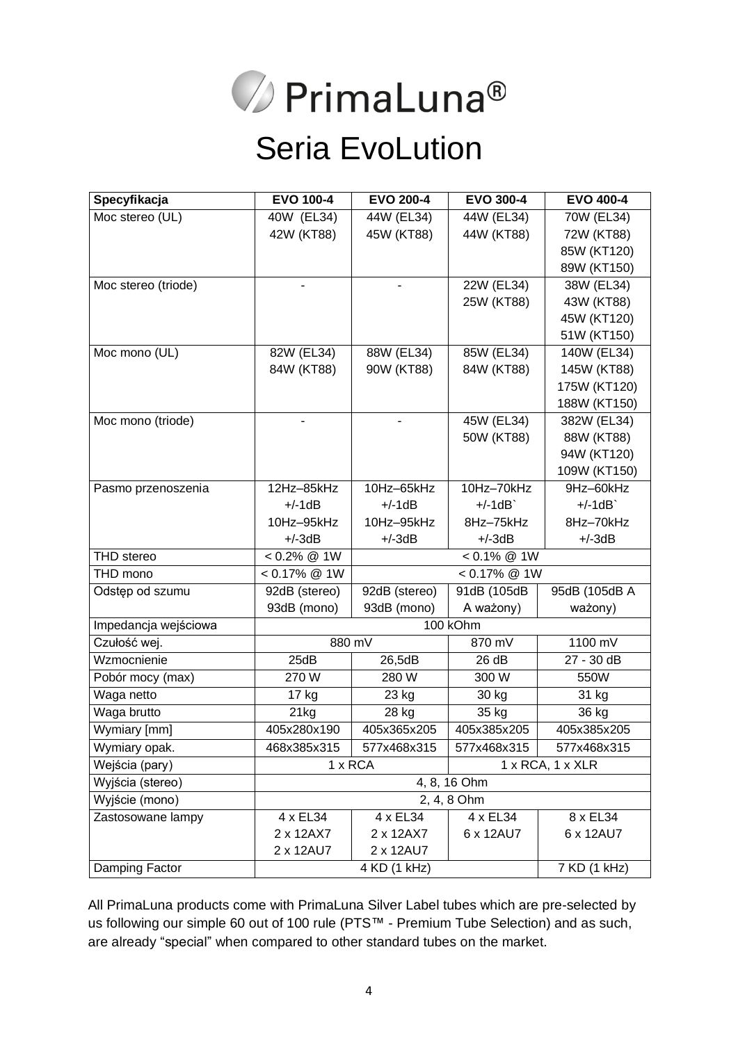# PrimaLuna®

## Seria EvoLution

| Specyfikacja | EVO 100-4 | EVO 200-4 | EVO 300-4 | EVO 400-4 |
|---|---|---|---|---|
| Moc stereo (UL) | 40W (EL34) 42W (KT88) | 44W (EL34) 45W (KT88) | 44W (EL34) 44W (KT88) | 70W (EL34) 72W (KT88) 85W (KT120) 89W (KT150) |
| Moc stereo (triode) | - | - | 22W (EL34) 25W (KT88) | 38W (EL34) 43W (KT88) 45W (KT120) 51W (KT150) |
| Moc mono (UL) | 82W (EL34) 84W (KT88) | 88W (EL34) 90W (KT88) | 85W (EL34) 84W (KT88) | 140W (EL34) 145W (KT88) 175W (KT120) 188W (KT150) |
| Moc mono (triode) | - | - | 45W (EL34) 50W (KT88) | 382W (EL34) 88W (KT88) 94W (KT120) 109W (KT150) |
| Pasmo przenoszenia | 12Hz–85kHz +/-1dB 10Hz–95kHz +/-3dB | 10Hz–65kHz +/-1dB 10Hz–95kHz +/-3dB | 10Hz–70kHz +/-1dB` 8Hz–75kHz +/-3dB | 9Hz–60kHz +/-1dB` 8Hz–70kHz +/-3dB |
| THD stereo | < 0.2% @ 1W | < 0.1% @ 1W | | |
| THD mono | < 0.17% @ 1W | < 0.17% @ 1W | | |
| Odstęp od szumu | 92dB (stereo) 93dB (mono) | 92dB (stereo) 93dB (mono) | 91dB (105dB A ważony) | 95dB (105dB A ważony) |
| Impedancja wejściowa | 100 kOhm | | | |
| Czułość wej. | 880 mV | | 870 mV | 1100 mV |
| Wzmocnienie | 25dB | 26,5dB | 26 dB | 27 - 30 dB |
| Pobór mocy (max) | 270 W | 280 W | 300 W | 550W |
| Waga netto | 17 kg | 23 kg | 30 kg | 31 kg |
| Waga brutto | 21kg | 28 kg | 35 kg | 36 kg |
| Wymiary [mm] | 405x280x190 | 405x365x205 | 405x385x205 | 405x385x205 |
| Wymiary opak. | 468x385x315 | 577x468x315 | 577x468x315 | 577x468x315 |
| Wejścia (pary) | 1 x RCA | | 1 x RCA, 1 x XLR | |
| Wyjścia (stereo) | 4, 8, 16 Ohm | | | |
| Wyjście (mono) | 2, 4, 8 Ohm | | | |
| Zastosowane lampy | 4 x EL34 2 x 12AX7 2 x 12AU7 | 4 x EL34 2 x 12AX7 2 x 12AU7 | 4 x EL34 6 x 12AU7 | 8 x EL34 6 x 12AU7 |
| Damping Factor | 4 KD (1 kHz) | | | 7 KD (1 kHz) |

All PrimaLuna products come with PrimaLuna Silver Label tubes which are pre-selected by us following our simple 60 out of 100 rule (PTS™ - Premium Tube Selection) and as such, are already "special" when compared to other standard tubes on the market.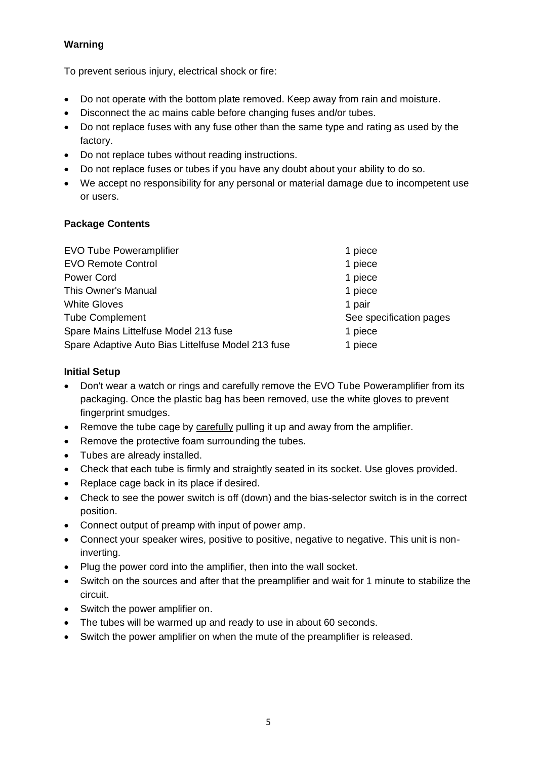**Warning**

To prevent serious injury, electrical shock or fire:

- Do not operate with the bottom plate removed. Keep away from rain and moisture.
- Disconnect the ac mains cable before changing fuses and/or tubes.
- Do not replace fuses with any fuse other than the same type and rating as used by the factory.
- Do not replace tubes without reading instructions.
- Do not replace fuses or tubes if you have any doubt about your ability to do so.
- We accept no responsibility for any personal or material damage due to incompetent use or users.

**Package Contents**

| | |
|---|---|
| EVO Tube Poweramplifier | 1 piece |
| EVO Remote Control | 1 piece |
| Power Cord | 1 piece |
| This Owner's Manual | 1 piece |
| White Gloves | 1 pair |
| Tube Complement | See specification pages |
| Spare Mains Littelfuse Model 213 fuse | 1 piece |
| Spare Adaptive Auto Bias Littelfuse Model 213 fuse | 1 piece |

**Initial Setup**

- Don't wear a watch or rings and carefully remove the EVO Tube Poweramplifier from its packaging. Once the plastic bag has been removed, use the white gloves to prevent fingerprint smudges.
- Remove the tube cage by carefully pulling it up and away from the amplifier.
- Remove the protective foam surrounding the tubes.
- Tubes are already installed.
- Check that each tube is firmly and straightly seated in its socket. Use gloves provided.
- Replace cage back in its place if desired.
- Check to see the power switch is off (down) and the bias-selector switch is in the correct position.
- Connect output of preamp with input of power amp.
- Connect your speaker wires, positive to positive, negative to negative. This unit is non-inverting.
- Plug the power cord into the amplifier, then into the wall socket.
- Switch on the sources and after that the preamplifier and wait for 1 minute to stabilize the circuit.
- Switch the power amplifier on.
- The tubes will be warmed up and ready to use in about 60 seconds.
- Switch the power amplifier on when the mute of the preamplifier is released.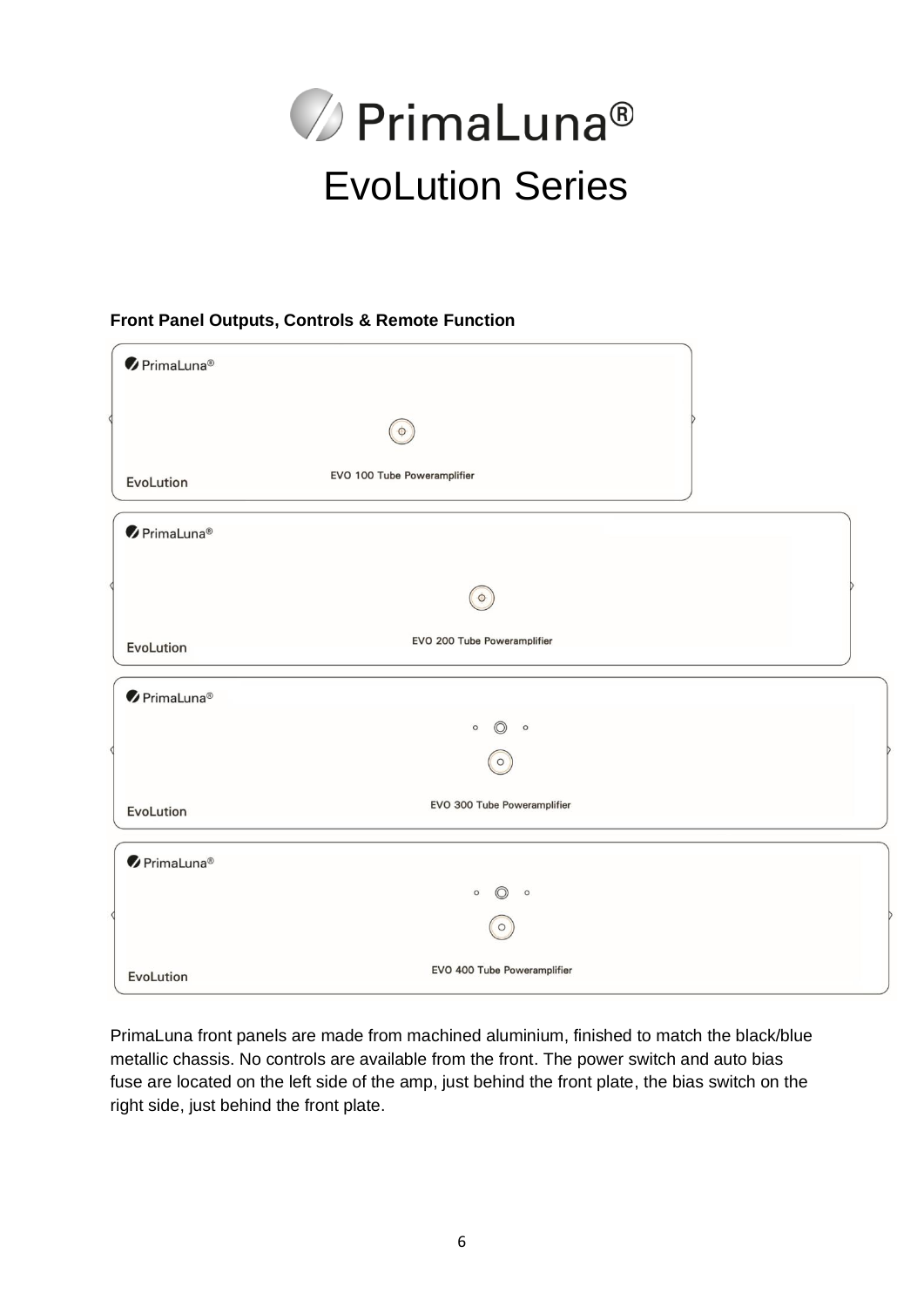# PrimaLuna®

## EvoLution Series

**Front Panel Outputs, Controls & Remote Function**

PrimaLuna®

EvoLution

EVO 100 Tube Poweramplifier

PrimaLuna®

EvoLution

EVO 200 Tube Poweramplifier

PrimaLuna®

EvoLution

EVO 300 Tube Poweramplifier

PrimaLuna®

EvoLution

EVO 400 Tube Poweramplifier

PrimaLuna front panels are made from machined aluminium, finished to match the black/blue metallic chassis. No controls are available from the front. The power switch and auto bias fuse are located on the left side of the amp, just behind the front plate, the bias switch on the right side, just behind the front plate.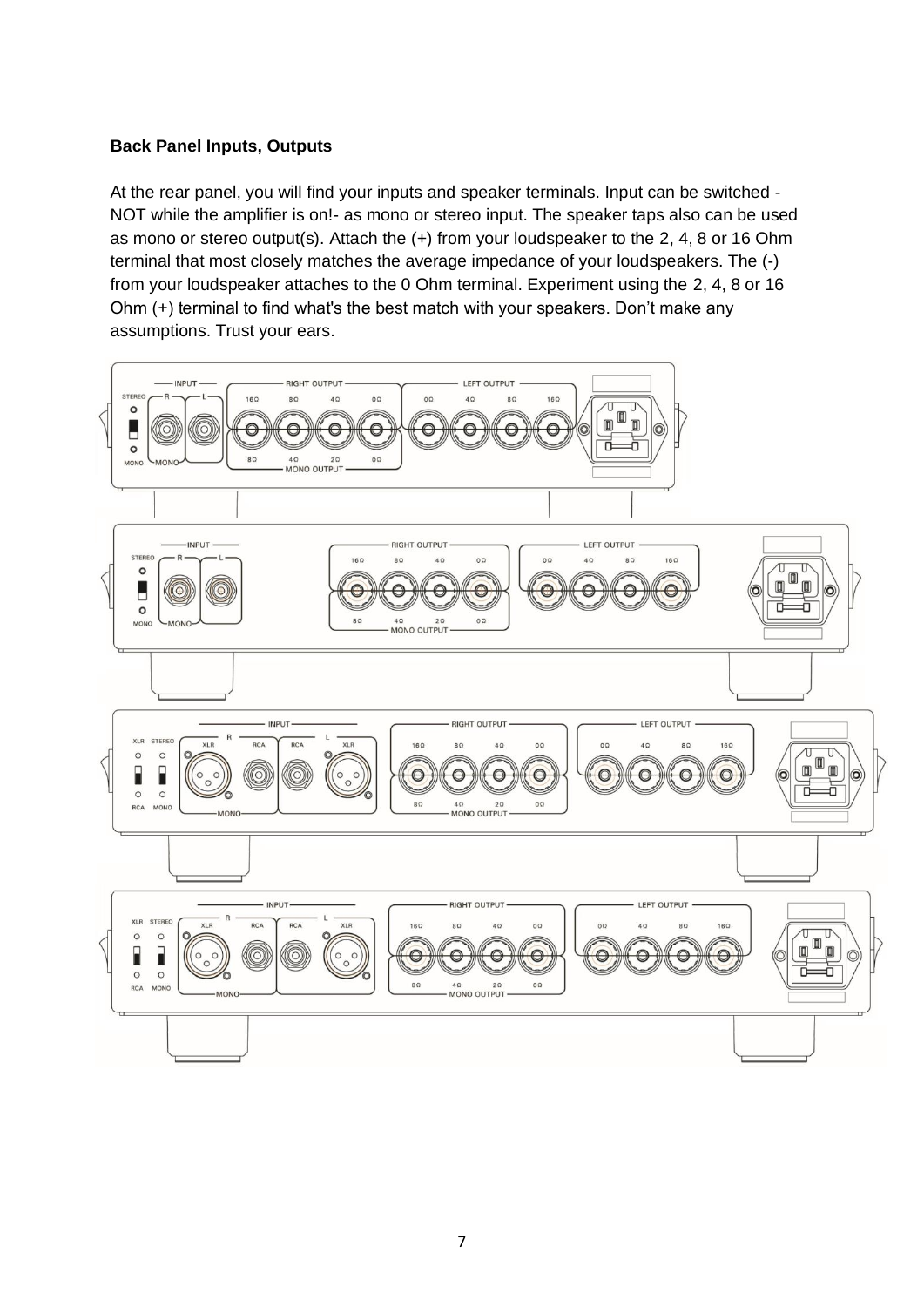**Back Panel Inputs, Outputs**

At the rear panel, you will find your inputs and speaker terminals. Input can be switched - NOT while the amplifier is on!- as mono or stereo input. The speaker taps also can be used as mono or stereo output(s). Attach the (+) from your loudspeaker to the 2, 4, 8 or 16 Ohm terminal that most closely matches the average impedance of your loudspeakers. The (-) from your loudspeaker attaches to the 0 Ohm terminal. Experiment using the 2, 4, 8 or 16 Ohm (+) terminal to find what's the best match with your speakers. Don't make any assumptions. Trust your ears.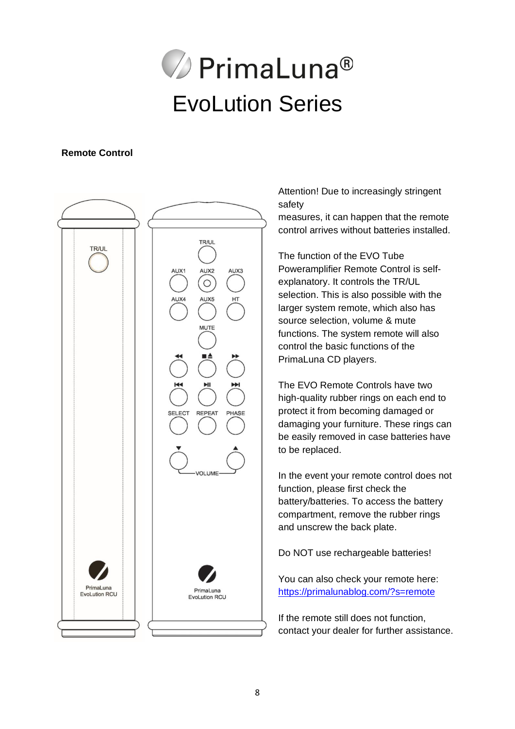# PrimaLuna®

# EvoLution Series

**Remote Control**

Attention! Due to increasingly stringent safety
measures, it can happen that the remote control arrives without batteries installed.

The function of the EVO Tube Poweramplifier Remote Control is self-explanatory. It controls the TR/UL selection. This is also possible with the larger system remote, which also has source selection, volume & mute functions. The system remote will also control the basic functions of the PrimaLuna CD players.

The EVO Remote Controls have two high-quality rubber rings on each end to protect it from becoming damaged or damaging your furniture. These rings can be easily removed in case batteries have to be replaced.

In the event your remote control does not function, please first check the battery/batteries. To access the battery compartment, remove the rubber rings and unscrew the back plate.

Do NOT use rechargeable batteries!

You can also check your remote here: [https://primalunablog.com/?s=remote](https://primalunablog.com/?s=remote)

If the remote still does not function, contact your dealer for further assistance.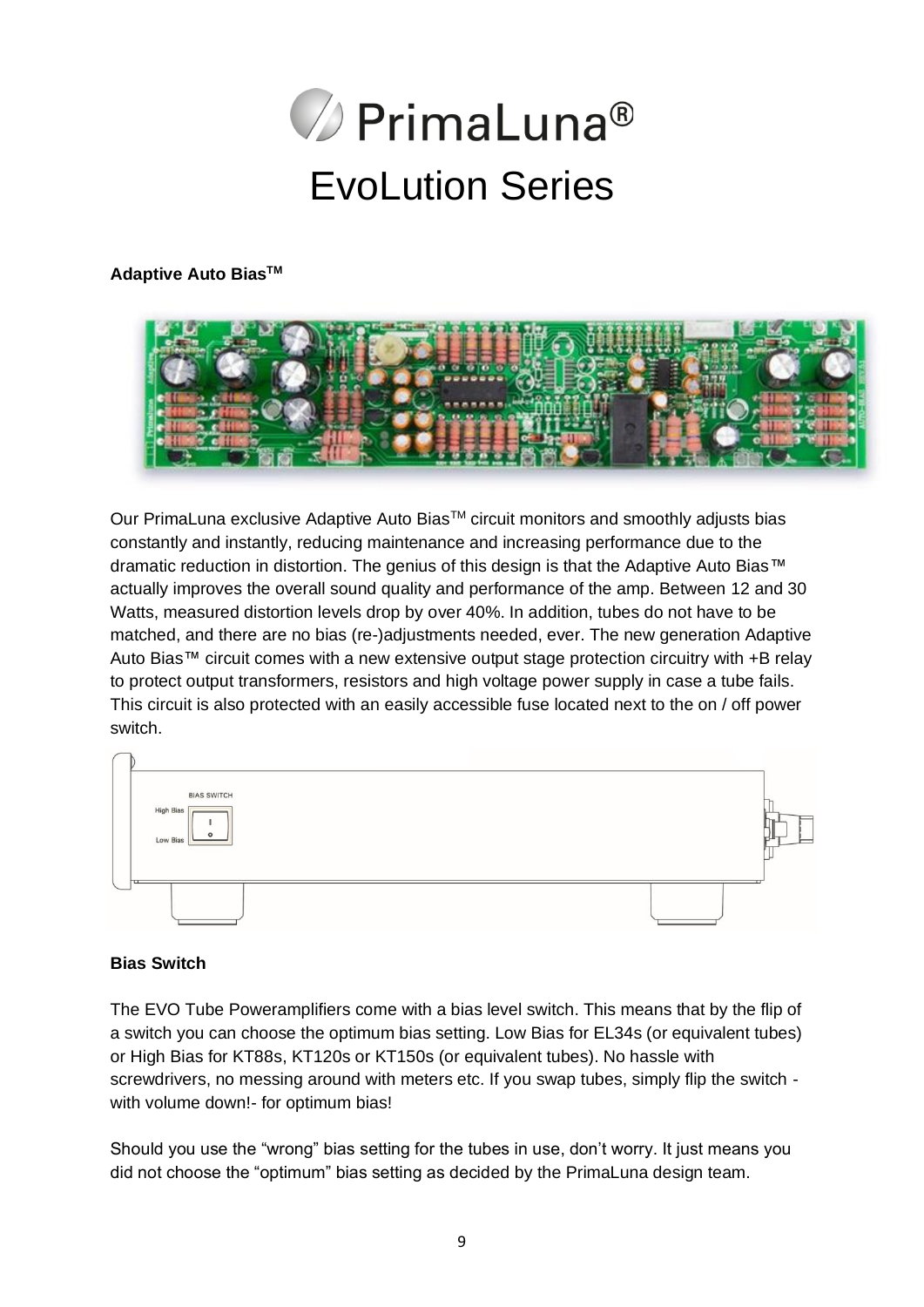# PrimaLuna®

# EvoLution Series

**Adaptive Auto Bias™**

Our PrimaLuna exclusive Adaptive Auto Bias™ circuit monitors and smoothly adjusts bias constantly and instantly, reducing maintenance and increasing performance due to the dramatic reduction in distortion. The genius of this design is that the Adaptive Auto Bias™ actually improves the overall sound quality and performance of the amp. Between 12 and 30 Watts, measured distortion levels drop by over 40%. In addition, tubes do not have to be matched, and there are no bias (re-)adjustments needed, ever. The new generation Adaptive Auto Bias™ circuit comes with a new extensive output stage protection circuitry with +B relay to protect output transformers, resistors and high voltage power supply in case a tube fails. This circuit is also protected with an easily accessible fuse located next to the on / off power switch.

**Bias Switch**

The EVO Tube Poweramplifiers come with a bias level switch. This means that by the flip of a switch you can choose the optimum bias setting. Low Bias for EL34s (or equivalent tubes) or High Bias for KT88s, KT120s or KT150s (or equivalent tubes). No hassle with screwdrivers, no messing around with meters etc. If you swap tubes, simply flip the switch - with volume down!- for optimum bias!

Should you use the "wrong" bias setting for the tubes in use, don't worry. It just means you did not choose the "optimum" bias setting as decided by the PrimaLuna design team.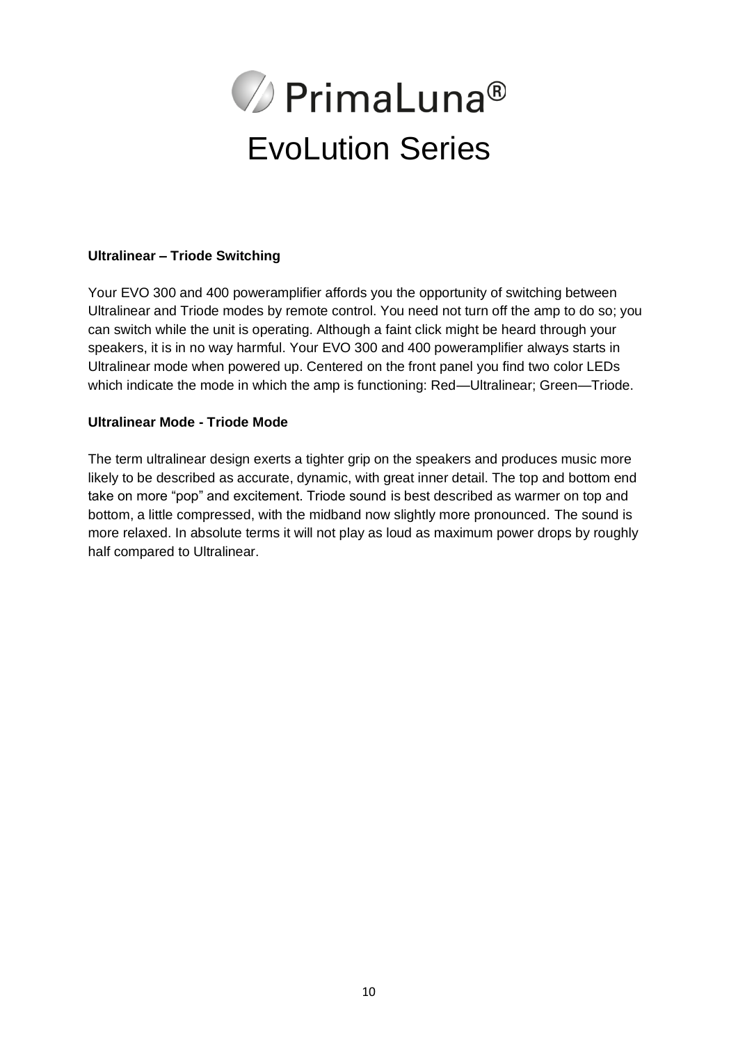## Ultralinear – Triode Switching

Your EVO 300 and 400 poweramplifier affords you the opportunity of switching between Ultralinear and Triode modes by remote control. You need not turn off the amp to do so; you can switch while the unit is operating. Although a faint click might be heard through your speakers, it is in no way harmful. Your EVO 300 and 400 poweramplifier always starts in Ultralinear mode when powered up. Centered on the front panel you find two color LEDs which indicate the mode in which the amp is functioning: Red—Ultralinear; Green—Triode.

## Ultralinear Mode - Triode Mode

The term ultralinear design exerts a tighter grip on the speakers and produces music more likely to be described as accurate, dynamic, with great inner detail. The top and bottom end take on more "pop" and excitement. Triode sound is best described as warmer on top and bottom, a little compressed, with the midband now slightly more pronounced. The sound is more relaxed. In absolute terms it will not play as loud as maximum power drops by roughly half compared to Ultralinear.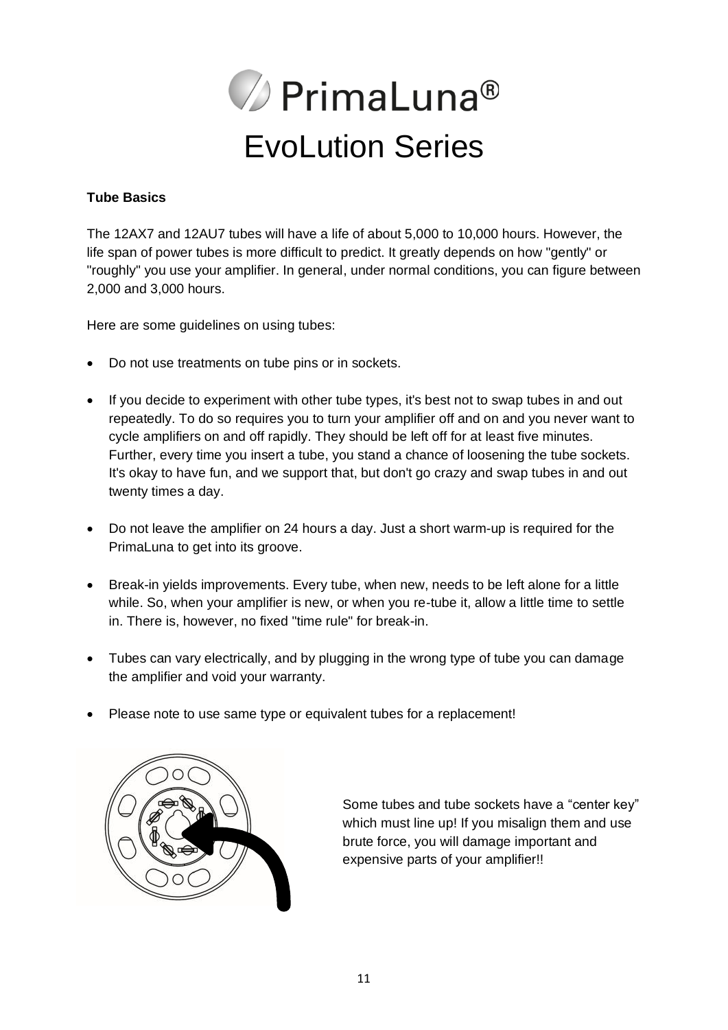### Tube Basics

The 12AX7 and 12AU7 tubes will have a life of about 5,000 to 10,000 hours. However, the life span of power tubes is more difficult to predict. It greatly depends on how "gently" or "roughly" you use your amplifier. In general, under normal conditions, you can figure between 2,000 and 3,000 hours.

Here are some guidelines on using tubes:

- Do not use treatments on tube pins or in sockets.
- If you decide to experiment with other tube types, it's best not to swap tubes in and out repeatedly. To do so requires you to turn your amplifier off and on and you never want to cycle amplifiers on and off rapidly. They should be left off for at least five minutes. Further, every time you insert a tube, you stand a chance of loosening the tube sockets. It's okay to have fun, and we support that, but don't go crazy and swap tubes in and out twenty times a day.
- Do not leave the amplifier on 24 hours a day. Just a short warm-up is required for the PrimaLuna to get into its groove.
- Break-in yields improvements. Every tube, when new, needs to be left alone for a little while. So, when your amplifier is new, or when you re-tube it, allow a little time to settle in. There is, however, no fixed "time rule" for break-in.
- Tubes can vary electrically, and by plugging in the wrong type of tube you can damage the amplifier and void your warranty.
- Please note to use same type or equivalent tubes for a replacement!

Some tubes and tube sockets have a “center key” which must line up! If you misalign them and use brute force, you will damage important and expensive parts of your amplifier!!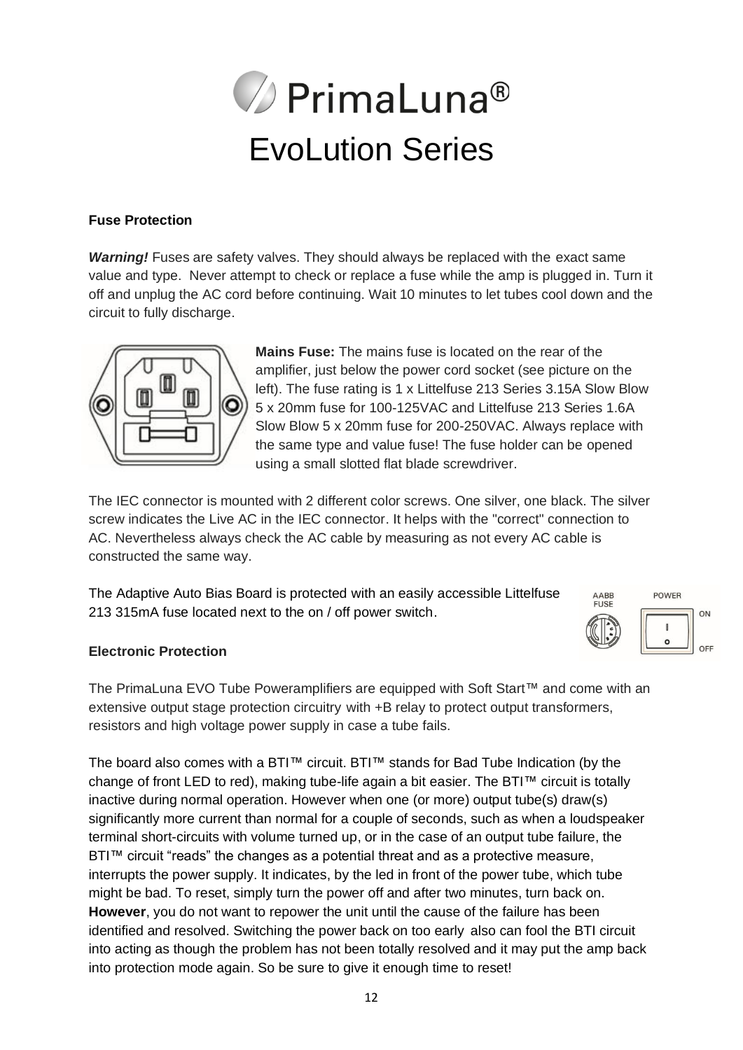# PrimaLuna®

# EvoLution Series

### Fuse Protection

***Warning!*** Fuses are safety valves. They should always be replaced with the exact same value and type. Never attempt to check or replace a fuse while the amp is plugged in. Turn it off and unplug the AC cord before continuing. Wait 10 minutes to let tubes cool down and the circuit to fully discharge.

**Mains Fuse:** The mains fuse is located on the rear of the amplifier, just below the power cord socket (see picture on the left). The fuse rating is 1 x Littelfuse 213 Series 3.15A Slow Blow 5 x 20mm fuse for 100-125VAC and Littelfuse 213 Series 1.6A Slow Blow 5 x 20mm fuse for 200-250VAC. Always replace with the same type and value fuse! The fuse holder can be opened using a small slotted flat blade screwdriver.

The IEC connector is mounted with 2 different color screws. One silver, one black. The silver screw indicates the Live AC in the IEC connector. It helps with the "correct" connection to AC. Nevertheless always check the AC cable by measuring as not every AC cable is constructed the same way.

The Adaptive Auto Bias Board is protected with an easily accessible Littelfuse 213 315mA fuse located next to the on / off power switch.

### Electronic Protection

The PrimaLuna EVO Tube Poweramplifiers are equipped with Soft Start™ and come with an extensive output stage protection circuitry with +B relay to protect output transformers, resistors and high voltage power supply in case a tube fails.

The board also comes with a BTI™ circuit. BTI™ stands for Bad Tube Indication (by the change of front LED to red), making tube-life again a bit easier. The BTI™ circuit is totally inactive during normal operation. However when one (or more) output tube(s) draw(s) significantly more current than normal for a couple of seconds, such as when a loudspeaker terminal short-circuits with volume turned up, or in the case of an output tube failure, the BTI™ circuit "reads" the changes as a potential threat and as a protective measure, interrupts the power supply. It indicates, by the led in front of the power tube, which tube might be bad. To reset, simply turn the power off and after two minutes, turn back on. **However**, you do not want to repower the unit until the cause of the failure has been identified and resolved. Switching the power back on too early also can fool the BTI circuit into acting as though the problem has not been totally resolved and it may put the amp back into protection mode again. So be sure to give it enough time to reset!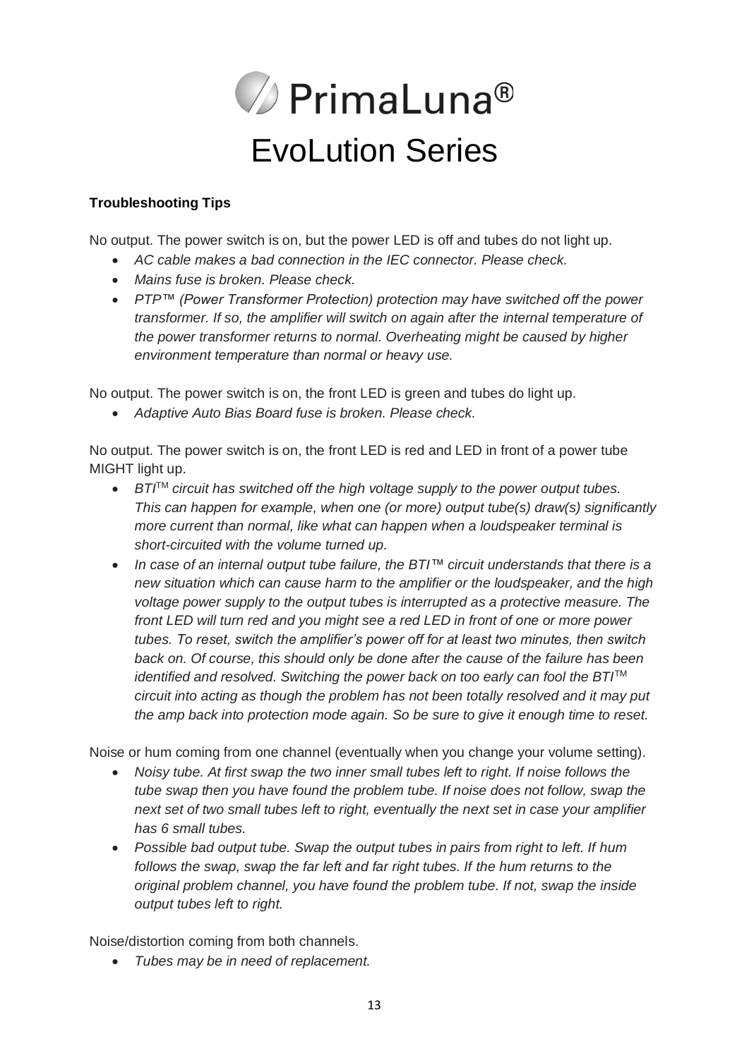# PrimaLuna®

# EvoLution Series

**Troubleshooting Tips**

No output. The power switch is on, but the power LED is off and tubes do not light up.

- *AC cable makes a bad connection in the IEC connector. Please check.*
- *Mains fuse is broken. Please check.*
- *PTP™ (Power Transformer Protection) protection may have switched off the power transformer. If so, the amplifier will switch on again after the internal temperature of the power transformer returns to normal. Overheating might be caused by higher environment temperature than normal or heavy use.*

No output. The power switch is on, the front LED is green and tubes do light up.

- *Adaptive Auto Bias Board fuse is broken. Please check.*

No output. The power switch is on, the front LED is red and LED in front of a power tube MIGHT light up.

- *BTI™ circuit has switched off the high voltage supply to the power output tubes. This can happen for example, when one (or more) output tube(s) draw(s) significantly more current than normal, like what can happen when a loudspeaker terminal is short-circuited with the volume turned up.*
- *In case of an internal output tube failure, the BTI™ circuit understands that there is a new situation which can cause harm to the amplifier or the loudspeaker, and the high voltage power supply to the output tubes is interrupted as a protective measure. The front LED will turn red and you might see a red LED in front of one or more power tubes. To reset, switch the amplifier's power off for at least two minutes, then switch back on. Of course, this should only be done after the cause of the failure has been identified and resolved. Switching the power back on too early can fool the BTI™ circuit into acting as though the problem has not been totally resolved and it may put the amp back into protection mode again. So be sure to give it enough time to reset.*

Noise or hum coming from one channel (eventually when you change your volume setting).

- *Noisy tube. At first swap the two inner small tubes left to right. If noise follows the tube swap then you have found the problem tube. If noise does not follow, swap the next set of two small tubes left to right, eventually the next set in case your amplifier has 6 small tubes.*
- *Possible bad output tube. Swap the output tubes in pairs from right to left. If hum follows the swap, swap the far left and far right tubes. If the hum returns to the original problem channel, you have found the problem tube. If not, swap the inside output tubes left to right.*

Noise/distortion coming from both channels.

- *Tubes may be in need of replacement.*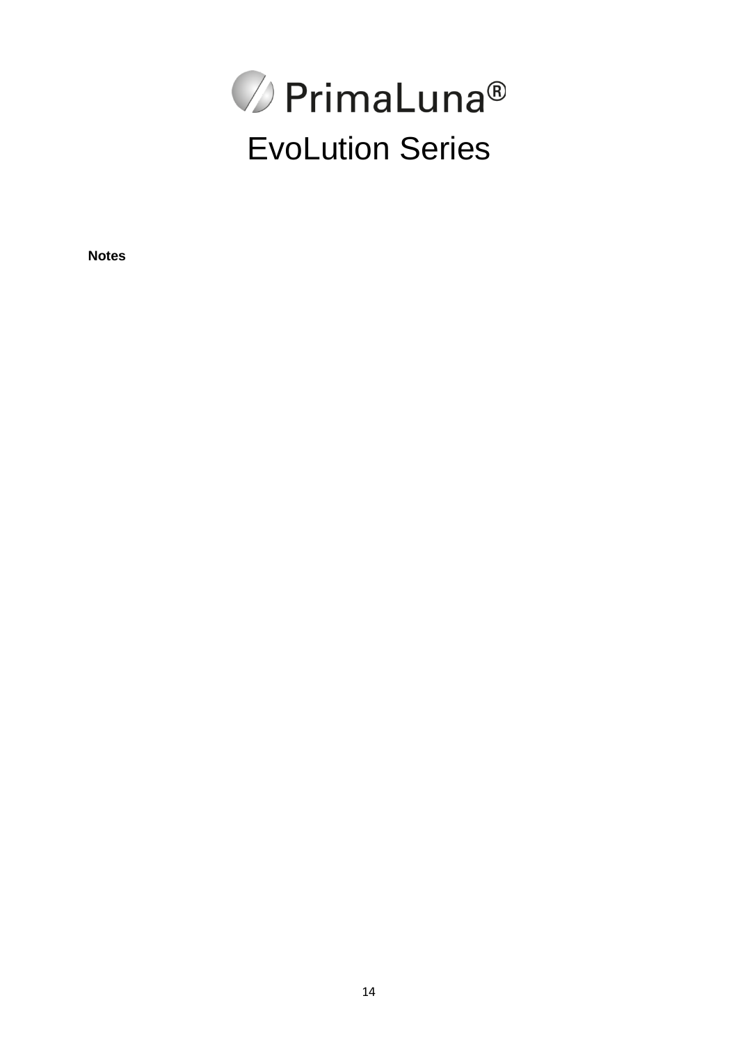PrimaLuna®

EvoLution Series

**Notes**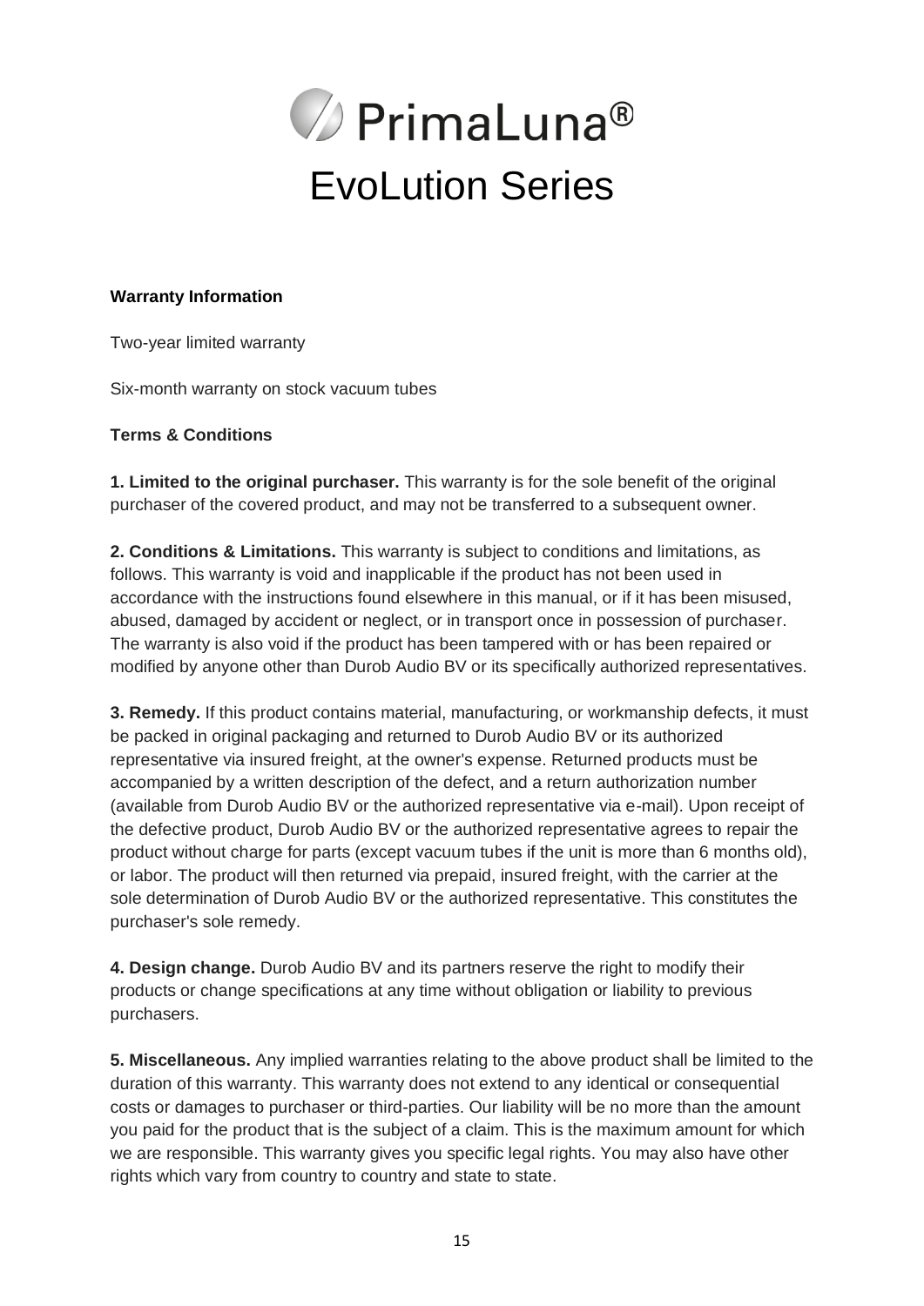# PrimaLuna®

# EvoLution Series

**Warranty Information**

Two-year limited warranty

Six-month warranty on stock vacuum tubes

**Terms & Conditions**

**1. Limited to the original purchaser.** This warranty is for the sole benefit of the original purchaser of the covered product, and may not be transferred to a subsequent owner.

**2. Conditions & Limitations.** This warranty is subject to conditions and limitations, as follows. This warranty is void and inapplicable if the product has not been used in accordance with the instructions found elsewhere in this manual, or if it has been misused, abused, damaged by accident or neglect, or in transport once in possession of purchaser. The warranty is also void if the product has been tampered with or has been repaired or modified by anyone other than Durob Audio BV or its specifically authorized representatives.

**3. Remedy.** If this product contains material, manufacturing, or workmanship defects, it must be packed in original packaging and returned to Durob Audio BV or its authorized representative via insured freight, at the owner's expense. Returned products must be accompanied by a written description of the defect, and a return authorization number (available from Durob Audio BV or the authorized representative via e-mail). Upon receipt of the defective product, Durob Audio BV or the authorized representative agrees to repair the product without charge for parts (except vacuum tubes if the unit is more than 6 months old), or labor. The product will then returned via prepaid, insured freight, with the carrier at the sole determination of Durob Audio BV or the authorized representative. This constitutes the purchaser's sole remedy.

**4. Design change.** Durob Audio BV and its partners reserve the right to modify their products or change specifications at any time without obligation or liability to previous purchasers.

**5. Miscellaneous.** Any implied warranties relating to the above product shall be limited to the duration of this warranty. This warranty does not extend to any identical or consequential costs or damages to purchaser or third-parties. Our liability will be no more than the amount you paid for the product that is the subject of a claim. This is the maximum amount for which we are responsible. This warranty gives you specific legal rights. You may also have other rights which vary from country to country and state to state.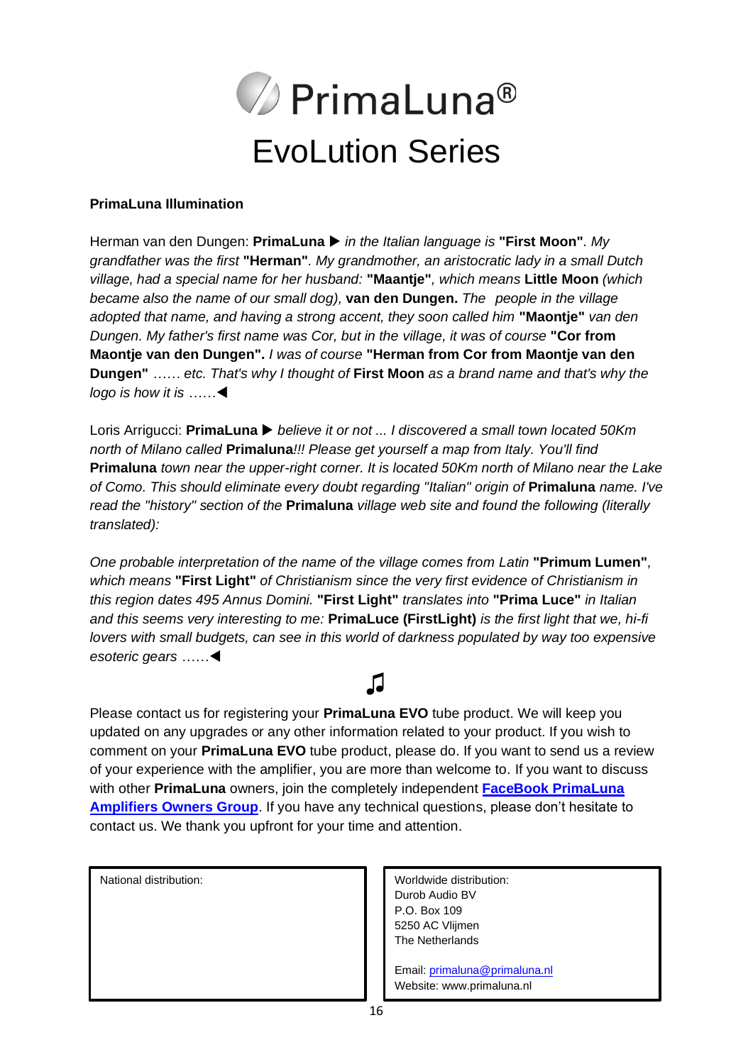# PrimaLuna®

# EvoLution Series

**PrimaLuna Illumination**

Herman van den Dungen: **PrimaLuna** ▶ *in the Italian language is* **"First Moon"**. *My grandfather was the first* **"Herman"**. *My grandmother, an aristocratic lady in a small Dutch village, had a special name for her husband:* **"Maantje"**, *which means* **Little Moon** *(which became also the name of our small dog),* **van den Dungen.** *The people in the village adopted that name, and having a strong accent, they soon called him* **"Maontje"** *van den Dungen. My father's first name was Cor, but in the village, it was of course* **"Cor from Maontje van den Dungen".** *I was of course* **"Herman from Cor from Maontje van den Dungen"** *…… etc. That's why I thought of* **First Moon** *as a brand name and that's why the logo is how it is ……*◀

Loris Arrigucci: **PrimaLuna** ▶ *believe it or not ... I discovered a small town located 50Km north of Milano called* **Primaluna***!!! Please get yourself a map from Italy. You'll find* **Primaluna** *town near the upper-right corner. It is located 50Km north of Milano near the Lake of Como. This should eliminate every doubt regarding "Italian" origin of* **Primaluna** *name. I've read the "history" section of the* **Primaluna** *village web site and found the following (literally translated):*

*One probable interpretation of the name of the village comes from Latin* **"Primum Lumen"**, *which means* **"First Light"** *of Christianism since the very first evidence of Christianism in this region dates 495 Annus Domini.* **"First Light"** *translates into* **"Prima Luce"** *in Italian and this seems very interesting to me:* **PrimaLuce (FirstLight)** *is the first light that we, hi-fi lovers with small budgets, can see in this world of darkness populated by way too expensive esoteric gears ……*◀

♫

Please contact us for registering your **PrimaLuna EVO** tube product. We will keep you updated on any upgrades or any other information related to your product. If you wish to comment on your **PrimaLuna EVO** tube product, please do. If you want to send us a review of your experience with the amplifier, you are more than welcome to. If you want to discuss with other **PrimaLuna** owners, join the completely independent **FaceBook PrimaLuna Amplifiers Owners Group**. If you have any technical questions, please don't hesitate to contact us. We thank you upfront for your time and attention.

| National distribution: | Worldwide distribution:<br>Durob Audio BV<br>P.O. Box 109<br>5250 AC Vlijmen<br>The Netherlands<br><br>Email: primaluna@primaluna.nl<br>Website: www.primaluna.nl |
|---|---|